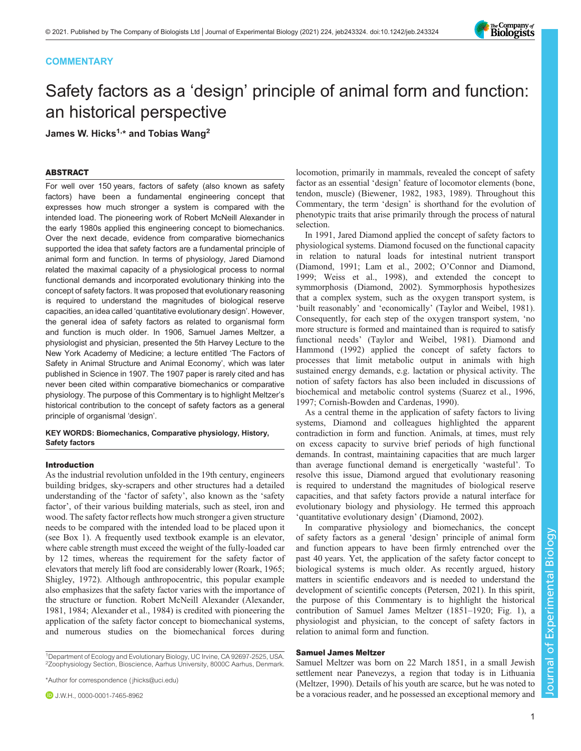COMMENTARY

# Safety factors as a 'design' principle of animal form and function: an historical perspective

James W. Hicks[1,*] and Tobias Wang[2]

## ABSTRACT

For well over 150 years, factors of safety (also known as safety factors) have been a fundamental engineering concept that expresses how much stronger a system is compared with the intended load. The pioneering work of Robert McNeill Alexander in the early 1980s applied this engineering concept to biomechanics. Over the next decade, evidence from comparative biomechanics supported the idea that safety factors are a fundamental principle of animal form and function. In terms of physiology, Jared Diamond related the maximal capacity of a physiological process to normal functional demands and incorporated evolutionary thinking into the concept of safety factors. It was proposed that evolutionary reasoning is required to understand the magnitudes of biological reserve capacities, an idea called 'quantitative evolutionary design'. However, the general idea of safety factors as related to organismal form and function is much older. In 1906, Samuel James Meltzer, a physiologist and physician, presented the 5th Harvey Lecture to the New York Academy of Medicine; a lecture entitled 'The Factors of Safety in Animal Structure and Animal Economy', which was later published in Science in 1907. The 1907 paper is rarely cited and has never been cited within comparative biomechanics or comparative physiology. The purpose of this Commentary is to highlight Meltzer's historical contribution to the concept of safety factors as a general principle of organismal 'design'.

**KEY WORDS: Biomechanics, Comparative physiology, History, Safety factors**

## Introduction

As the industrial revolution unfolded in the 19th century, engineers building bridges, sky-scrapers and other structures had a detailed understanding of the 'factor of safety', also known as the 'safety factor', of their various building materials, such as steel, iron and wood. The safety factor reflects how much stronger a given structure needs to be compared with the intended load to be placed upon it (see Box 1). A frequently used textbook example is an elevator, where cable strength must exceed the weight of the fully-loaded car by 12 times, whereas the requirement for the safety factor of elevators that merely lift food are considerably lower (Roark, 1965; Shigley, 1972). Although anthropocentric, this popular example also emphasizes that the safety factor varies with the importance of the structure or function. Robert McNeill Alexander (Alexander, 1981, 1984; Alexander et al., 1984) is credited with pioneering the application of the safety factor concept to biomechanical systems, and numerous studies on the biomechanical forces during locomotion, primarily in mammals, revealed the concept of safety factor as an essential 'design' feature of locomotor elements (bone, tendon, muscle) (Biewener, 1982, 1983, 1989). Throughout this Commentary, the term 'design' is shorthand for the evolution of phenotypic traits that arise primarily through the process of natural selection.

In 1991, Jared Diamond applied the concept of safety factors to physiological systems. Diamond focused on the functional capacity in relation to natural loads for intestinal nutrient transport (Diamond, 1991; Lam et al., 2002; O'Connor and Diamond, 1999; Weiss et al., 1998), and extended the concept to symmorphosis (Diamond, 2002). Symmorphosis hypothesizes that a complex system, such as the oxygen transport system, is 'built reasonably' and 'economically' (Taylor and Weibel, 1981). Consequently, for each step of the oxygen transport system, 'no more structure is formed and maintained than is required to satisfy functional needs' (Taylor and Weibel, 1981). Diamond and Hammond (1992) applied the concept of safety factors to processes that limit metabolic output in animals with high sustained energy demands, e.g. lactation or physical activity. The notion of safety factors has also been included in discussions of biochemical and metabolic control systems (Suarez et al., 1996, 1997; Cornish-Bowden and Cardenas, 1990).

As a central theme in the application of safety factors to living systems, Diamond and colleagues highlighted the apparent contradiction in form and function. Animals, at times, must rely on excess capacity to survive brief periods of high functional demands. In contrast, maintaining capacities that are much larger than average functional demand is energetically 'wasteful'. To resolve this issue, Diamond argued that evolutionary reasoning is required to understand the magnitudes of biological reserve capacities, and that safety factors provide a natural interface for evolutionary biology and physiology. He termed this approach 'quantitative evolutionary design' (Diamond, 2002).

In comparative physiology and biomechanics, the concept of safety factors as a general 'design' principle of animal form and function appears to have been firmly entrenched over the past 40 years. Yet, the application of the safety factor concept to biological systems is much older. As recently argued, history matters in scientific endeavors and is needed to understand the development of scientific concepts (Petersen, 2021). In this spirit, the purpose of this Commentary is to highlight the historical contribution of Samuel James Meltzer (1851–1920; Fig. 1), a physiologist and physician, to the concept of safety factors in relation to animal form and function.

## Samuel James Meltzer

Samuel Meltzer was born on 22 March 1851, in a small Jewish settlement near Panevezys, a region that today is in Lithuania (Meltzer, 1990). Details of his youth are scarce, but he was noted to be a voracious reader, and he possessed an exceptional memory and

[1]Department of Ecology and Evolutionary Biology, UC Irvine, CA 92697-2525, USA. [2]Zoophysiology Section, Bioscience, Aarhus University, 8000C Aarhus, Denmark.

*Author for correspondence (jhicks@uci.edu)

J.W.H., 0000-0001-7465-8962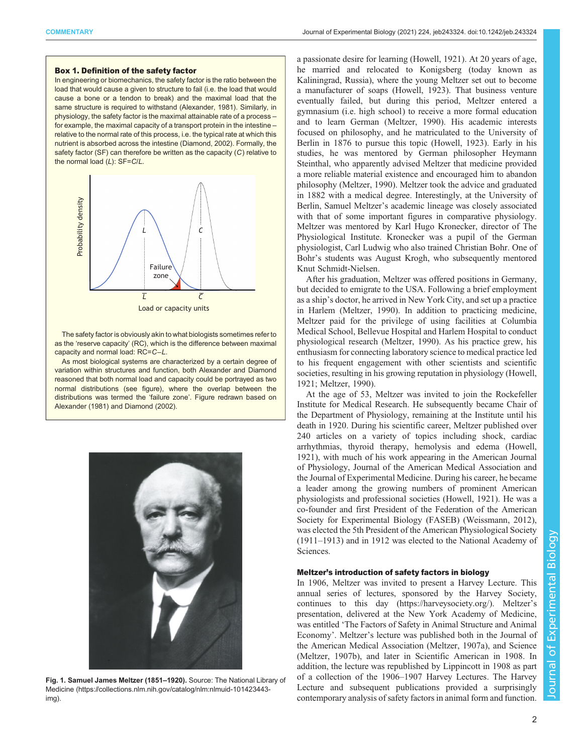### Box 1. Definition of the safety factor

In engineering or biomechanics, the safety factor is the ratio between the load that would cause a given to structure to fail (i.e. the load that would cause a bone or a tendon to break) and the maximal load that the same structure is required to withstand (Alexander, 1981). Similarly, in physiology, the safety factor is the maximal attainable rate of a process – for example, the maximal capacity of a transport protein in the intestine – relative to the normal rate of this process, i.e. the typical rate at which this nutrient is absorbed across the intestine (Diamond, 2002). Formally, the safety factor (SF) can therefore be written as the capacity ($C$) relative to the normal load ($L$): SF=$C$/$L$.

The safety factor is obviously akin to what biologists sometimes refer to as the 'reserve capacity' (RC), which is the difference between maximal capacity and normal load: RC=$C$–$L$.

As most biological systems are characterized by a certain degree of variation within structures and function, both Alexander and Diamond reasoned that both normal load and capacity could be portrayed as two normal distributions (see figure), where the overlap between the distributions was termed the 'failure zone'. Figure redrawn based on Alexander (1981) and Diamond (2002).

**Fig. 1. Samuel James Meltzer (1851–1920).** Source: The National Library of Medicine (https://collections.nlm.nih.gov/catalog/nlm:nlmuid-101423443-img).

a passionate desire for learning (Howell, 1921). At 20 years of age, he married and relocated to Konigsberg (today known as Kaliningrad, Russia), where the young Meltzer set out to become a manufacturer of soaps (Howell, 1923). That business venture eventually failed, but during this period, Meltzer entered a gymnasium (i.e. high school) to receive a more formal education and to learn German (Meltzer, 1990). His academic interests focused on philosophy, and he matriculated to the University of Berlin in 1876 to pursue this topic (Howell, 1923). Early in his studies, he was mentored by German philosopher Heymann Steinthal, who apparently advised Meltzer that medicine provided a more reliable material existence and encouraged him to abandon philosophy (Meltzer, 1990). Meltzer took the advice and graduated in 1882 with a medical degree. Interestingly, at the University of Berlin, Samuel Meltzer's academic lineage was closely associated with that of some important figures in comparative physiology. Meltzer was mentored by Karl Hugo Kronecker, director of The Physiological Institute. Kronecker was a pupil of the German physiologist, Carl Ludwig who also trained Christian Bohr. One of Bohr's students was August Krogh, who subsequently mentored Knut Schmidt-Nielsen.

After his graduation, Meltzer was offered positions in Germany, but decided to emigrate to the USA. Following a brief employment as a ship's doctor, he arrived in New York City, and set up a practice in Harlem (Meltzer, 1990). In addition to practicing medicine, Meltzer paid for the privilege of using facilities at Columbia Medical School, Bellevue Hospital and Harlem Hospital to conduct physiological research (Meltzer, 1990). As his practice grew, his enthusiasm for connecting laboratory science to medical practice led to his frequent engagement with other scientists and scientific societies, resulting in his growing reputation in physiology (Howell, 1921; Meltzer, 1990).

At the age of 53, Meltzer was invited to join the Rockefeller Institute for Medical Research. He subsequently became Chair of the Department of Physiology, remaining at the Institute until his death in 1920. During his scientific career, Meltzer published over 240 articles on a variety of topics including shock, cardiac arrhythmias, thyroid therapy, hemolysis and edema (Howell, 1921), with much of his work appearing in the American Journal of Physiology, Journal of the American Medical Association and the Journal of Experimental Medicine. During his career, he became a leader among the growing numbers of prominent American physiologists and professional societies (Howell, 1921). He was a co-founder and first President of the Federation of the American Society for Experimental Biology (FASEB) (Weissmann, 2012), was elected the 5th President of the American Physiological Society (1911–1913) and in 1912 was elected to the National Academy of Sciences.

## Meltzer's introduction of safety factors in biology

In 1906, Meltzer was invited to present a Harvey Lecture. This annual series of lectures, sponsored by the Harvey Society, continues to this day (https://harveysociety.org/). Meltzer's presentation, delivered at the New York Academy of Medicine, was entitled 'The Factors of Safety in Animal Structure and Animal Economy'. Meltzer's lecture was published both in the Journal of the American Medical Association (Meltzer, 1907a), and Science (Meltzer, 1907b), and later in Scientific American in 1908. In addition, the lecture was republished by Lippincott in 1908 as part of a collection of the 1906–1907 Harvey Lectures. The Harvey Lecture and subsequent publications provided a surprisingly contemporary analysis of safety factors in animal form and function.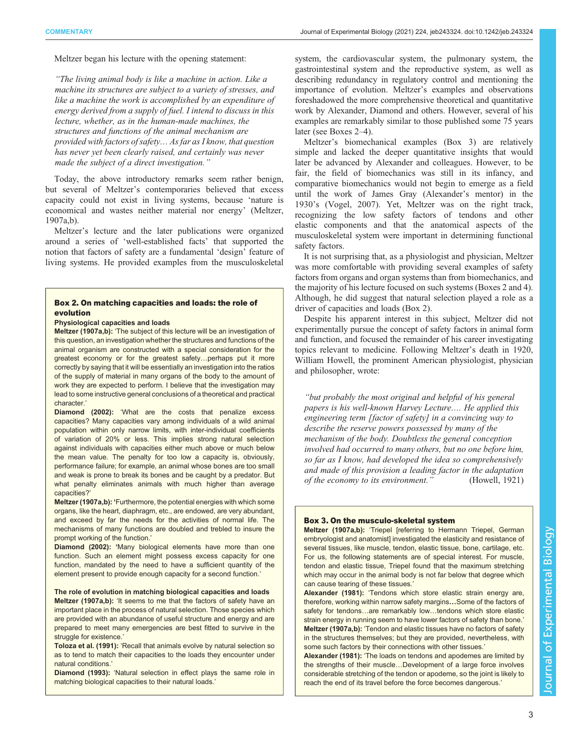Meltzer began his lecture with the opening statement:

> *"The living animal body is like a machine in action. Like a machine its structures are subject to a variety of stresses, and like a machine the work is accomplished by an expenditure of energy derived from a supply of fuel. I intend to discuss in this lecture, whether, as in the human-made machines, the structures and functions of the animal mechanism are provided with factors of safety… As far as I know, that question has never yet been clearly raised, and certainly was never made the subject of a direct investigation."*

Today, the above introductory remarks seem rather benign, but several of Meltzer's contemporaries believed that excess capacity could not exist in living systems, because 'nature is economical and wastes neither material nor energy' (Meltzer, 1907a,b).

Meltzer's lecture and the later publications were organized around a series of 'well-established facts' that supported the notion that factors of safety are a fundamental 'design' feature of living systems. He provided examples from the musculoskeletal system, the cardiovascular system, the pulmonary system, the gastrointestinal system and the reproductive system, as well as describing redundancy in regulatory control and mentioning the importance of evolution. Meltzer's examples and observations foreshadowed the more comprehensive theoretical and quantitative work by Alexander, Diamond and others. However, several of his examples are remarkably similar to those published some 75 years later (see Boxes 2–4).

Meltzer's biomechanical examples (Box 3) are relatively simple and lacked the deeper quantitative insights that would later be advanced by Alexander and colleagues. However, to be fair, the field of biomechanics was still in its infancy, and comparative biomechanics would not begin to emerge as a field until the work of James Gray (Alexander's mentor) in the 1930's (Vogel, 2007). Yet, Meltzer was on the right track, recognizing the low safety factors of tendons and other elastic components and that the anatomical aspects of the musculoskeletal system were important in determining functional safety factors.

It is not surprising that, as a physiologist and physician, Meltzer was more comfortable with providing several examples of safety factors from organs and organ systems than from biomechanics, and the majority of his lecture focused on such systems (Boxes 2 and 4). Although, he did suggest that natural selection played a role as a driver of capacities and loads (Box 2).

Despite his apparent interest in this subject, Meltzer did not experimentally pursue the concept of safety factors in animal form and function, and focused the remainder of his career investigating topics relevant to medicine. Following Meltzer's death in 1920, William Howell, the prominent American physiologist, physician and philosopher, wrote:

> *"but probably the most original and helpful of his general papers is his well-known Harvey Lecture.… He applied this engineering term [factor of safety] in a convincing way to describe the reserve powers possessed by many of the mechanism of the body. Doubtless the general conception involved had occurred to many others, but no one before him, so far as I know, had developed the idea so comprehensively and made of this provision a leading factor in the adaptation of the economy to its environment."* (Howell, 1921)

### Box 2. On matching capacities and loads: the role of evolution

**Physiological capacities and loads**

**Meltzer (1907a,b):** 'The subject of this lecture will be an investigation of this question, an investigation whether the structures and functions of the animal organism are constructed with a special consideration for the greatest economy or for the greatest safety…perhaps put it more correctly by saying that it will be essentially an investigation into the ratios of the supply of material in many organs of the body to the amount of work they are expected to perform. I believe that the investigation may lead to some instructive general conclusions of a theoretical and practical character.'

**Diamond (2002):** 'What are the costs that penalize excess capacities? Many capacities vary among individuals of a wild animal population within only narrow limits, with inter-individual coefficients of variation of 20% or less. This implies strong natural selection against individuals with capacities either much above or much below the mean value. The penalty for too low a capacity is, obviously, performance failure; for example, an animal whose bones are too small and weak is prone to break its bones and be caught by a predator. But what penalty eliminates animals with much higher than average capacities?'

**Meltzer (1907a,b):** 'Furthermore, the potential energies with which some organs, like the heart, diaphragm, etc., are endowed, are very abundant, and exceed by far the needs for the activities of normal life. The mechanisms of many functions are doubled and trebled to insure the prompt working of the function.'

**Diamond (2002):** 'Many biological elements have more than one function. Such an element might possess excess capacity for one function, mandated by the need to have a sufficient quantity of the element present to provide enough capacity for a second function.'

**The role of evolution in matching biological capacities and loads**

**Meltzer (1907a,b):** 'It seems to me that the factors of safety have an important place in the process of natural selection. Those species which are provided with an abundance of useful structure and energy and are prepared to meet many emergencies are best fitted to survive in the struggle for existence.'

**Toloza et al. (1991):** 'Recall that animals evolve by natural selection so as to tend to match their capacities to the loads they encounter under natural conditions.'

**Diamond (1993):** 'Natural selection in effect plays the same role in matching biological capacities to their natural loads.'

### Box 3. On the musculo-skeletal system

**Meltzer (1907a,b):** 'Triepel [referring to Hermann Triepel, German embryologist and anatomist] investigated the elasticity and resistance of several tissues, like muscle, tendon, elastic tissue, bone, cartilage, etc. For us, the following statements are of special interest. For muscle, tendon and elastic tissue, Triepel found that the maximum stretching which may occur in the animal body is not far below that degree which can cause tearing of these tissues.'

**Alexander (1981):** 'Tendons which store elastic strain energy are, therefore, working within narrow safety margins**…**Some of the factors of safety for tendons…are remarkably low…tendons which store elastic strain energy in running seem to have lower factors of safety than bone.'

**Meltzer (1907a,b):** 'Tendon and elastic tissues have no factors of safety in the structures themselves; but they are provided, nevertheless, with some such factors by their connections with other tissues.'

**Alexander (1981):** 'The loads on tendons and apodemes are limited by the strengths of their muscle…Development of a large force involves considerable stretching of the tendon or apodeme, so the joint is likely to reach the end of its travel before the force becomes dangerous.'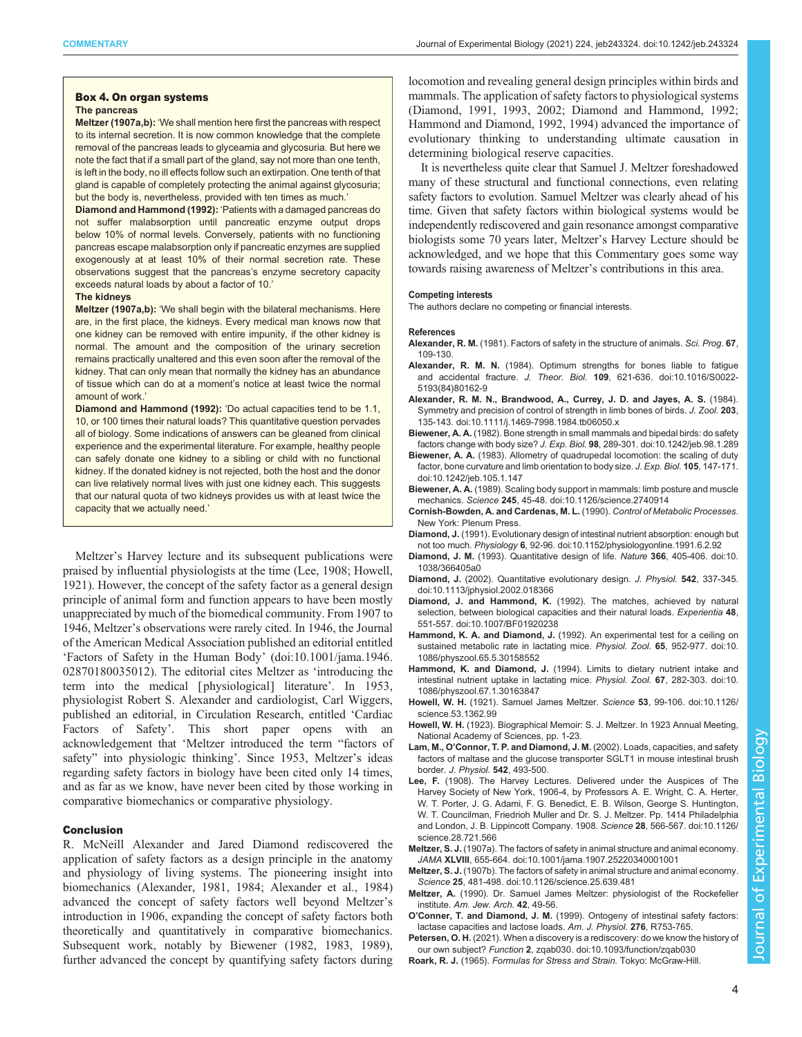### Box 4. On organ systems

**The pancreas**

**Meltzer (1907a,b):** 'We shall mention here first the pancreas with respect to its internal secretion. It is now common knowledge that the complete removal of the pancreas leads to glyceamia and glycosuria. But here we note the fact that if a small part of the gland, say not more than one tenth, is left in the body, no ill effects follow such an extirpation. One tenth of that gland is capable of completely protecting the animal against glycosuria; but the body is, nevertheless, provided with ten times as much.'

**Diamond and Hammond (1992):** 'Patients with a damaged pancreas do not suffer malabsorption until pancreatic enzyme output drops below 10% of normal levels. Conversely, patients with no functioning pancreas escape malabsorption only if pancreatic enzymes are supplied exogenously at at least 10% of their normal secretion rate. These observations suggest that the pancreas's enzyme secretory capacity exceeds natural loads by about a factor of 10.'

**The kidneys**

**Meltzer (1907a,b):** 'We shall begin with the bilateral mechanisms. Here are, in the first place, the kidneys. Every medical man knows now that one kidney can be removed with entire impunity, if the other kidney is normal. The amount and the composition of the urinary secretion remains practically unaltered and this even soon after the removal of the kidney. That can only mean that normally the kidney has an abundance of tissue which can do at a moment's notice at least twice the normal amount of work.'

**Diamond and Hammond (1992):** 'Do actual capacities tend to be 1.1, 10, or 100 times their natural loads? This quantitative question pervades all of biology. Some indications of answers can be gleaned from clinical experience and the experimental literature. For example, healthy people can safely donate one kidney to a sibling or child with no functional kidney. If the donated kidney is not rejected, both the host and the donor can live relatively normal lives with just one kidney each. This suggests that our natural quota of two kidneys provides us with at least twice the capacity that we actually need.'

Meltzer's Harvey lecture and its subsequent publications were praised by influential physiologists at the time (Lee, 1908; Howell, 1921). However, the concept of the safety factor as a general design principle of animal form and function appears to have been mostly unappreciated by much of the biomedical community. From 1907 to 1946, Meltzer's observations were rarely cited. In 1946, the Journal of the American Medical Association published an editorial entitled 'Factors of Safety in the Human Body' (doi:10.1001/jama.1946.02870180035012). The editorial cites Meltzer as 'introducing the term into the medical [physiological] literature'. In 1953, physiologist Robert S. Alexander and cardiologist, Carl Wiggers, published an editorial, in Circulation Research, entitled 'Cardiac Factors of Safety'. This short paper opens with an acknowledgement that 'Meltzer introduced the term "factors of safety" into physiologic thinking'. Since 1953, Meltzer's ideas regarding safety factors in biology have been cited only 14 times, and as far as we know, have never been cited by those working in comparative biomechanics or comparative physiology.

## Conclusion

R. McNeill Alexander and Jared Diamond rediscovered the application of safety factors as a design principle in the anatomy and physiology of living systems. The pioneering insight into biomechanics (Alexander, 1981, 1984; Alexander et al., 1984) advanced the concept of safety factors well beyond Meltzer's introduction in 1906, expanding the concept of safety factors both theoretically and quantitatively in comparative biomechanics. Subsequent work, notably by Biewener (1982, 1983, 1989), further advanced the concept by quantifying safety factors during locomotion and revealing general design principles within birds and mammals. The application of safety factors to physiological systems (Diamond, 1991, 1993, 2002; Diamond and Hammond, 1992; Hammond and Diamond, 1992, 1994) advanced the importance of evolutionary thinking to understanding ultimate causation in determining biological reserve capacities.

It is nevertheless quite clear that Samuel J. Meltzer foreshadowed many of these structural and functional connections, even relating safety factors to evolution. Samuel Meltzer was clearly ahead of his time. Given that safety factors within biological systems would be independently rediscovered and gain resonance amongst comparative biologists some 70 years later, Meltzer's Harvey Lecture should be acknowledged, and we hope that this Commentary goes some way towards raising awareness of Meltzer's contributions in this area.

#### Competing interests

The authors declare no competing or financial interests.

#### References

**Alexander, R. M.** (1981). Factors of safety in the structure of animals. *Sci. Prog.* **67**, 109-130.

**Alexander, R. M. N.** (1984). Optimum strengths for bones liable to fatigue and accidental fracture. *J. Theor. Biol.* **109**, 621-636. doi:10.1016/S0022-5193(84)80162-9

**Alexander, R. M. N., Brandwood, A., Currey, J. D. and Jayes, A. S.** (1984). Symmetry and precision of control of strength in limb bones of birds. *J. Zool.* **203**, 135-143. doi:10.1111/j.1469-7998.1984.tb06050.x

**Biewener, A. A.** (1982). Bone strength in small mammals and bipedal birds: do safety factors change with body size? *J. Exp. Biol.* **98**, 289-301. doi:10.1242/jeb.98.1.289

**Biewener, A. A.** (1983). Allometry of quadrupedal locomotion: the scaling of duty factor, bone curvature and limb orientation to body size. *J. Exp. Biol.* **105**, 147-171. doi:10.1242/jeb.105.1.147

**Biewener, A. A.** (1989). Scaling body support in mammals: limb posture and muscle mechanics. *Science* **245**, 45-48. doi:10.1126/science.2740914

**Cornish-Bowden, A. and Cardenas, M. L.** (1990). *Control of Metabolic Processes*. New York: Plenum Press.

**Diamond, J.** (1991). Evolutionary design of intestinal nutrient absorption: enough but not too much. *Physiology* **6**, 92-96. doi:10.1152/physiologyonline.1991.6.2.92

**Diamond, J. M.** (1993). Quantitative design of life. *Nature* **366**, 405-406. doi:10.1038/366405a0

**Diamond, J.** (2002). Quantitative evolutionary design. *J. Physiol.* **542**, 337-345. doi:10.1113/jphysiol.2002.018366

**Diamond, J. and Hammond, K.** (1992). The matches, achieved by natural selection, between biological capacities and their natural loads. *Experientia* **48**, 551-557. doi:10.1007/BF01920238

**Hammond, K. A. and Diamond, J.** (1992). An experimental test for a ceiling on sustained metabolic rate in lactating mice. *Physiol. Zool.* **65**, 952-977. doi:10.1086/physzool.65.5.30158552

**Hammond, K. and Diamond, J.** (1994). Limits to dietary nutrient intake and intestinal nutrient uptake in lactating mice. *Physiol. Zool.* **67**, 282-303. doi:10.1086/physzool.67.1.30163847

**Howell, W. H.** (1921). Samuel James Meltzer. *Science* **53**, 99-106. doi:10.1126/science.53.1362.99

**Howell, W. H.** (1923). Biographical Memoir: S. J. Meltzer. In 1923 Annual Meeting, National Academy of Sciences, pp. 1-23.

**Lam, M., O'Connor, T. P. and Diamond, J. M.** (2002). Loads, capacities, and safety factors of maltase and the glucose transporter SGLT1 in mouse intestinal brush border. *J. Physiol.* **542**, 493-500.

**Lee, F.** (1908). The Harvey Lectures. Delivered under the Auspices of The Harvey Society of New York, 1906-4, by Professors A. E. Wright, C. A. Herter, W. T. Porter, J. G. Adami, F. G. Benedict, E. B. Wilson, George S. Huntington, W. T. Councilman, Friedrioh Muller and Dr. S. J. Meltzer. Pp. 1414 Philadelphia and London, J. B. Lippincott Company. 1908. *Science* **28**, 566-567. doi:10.1126/science.28.721.566

**Meltzer, S. J.** (1907a). The factors of safety in animal structure and animal economy. *JAMA* **XLVIII**, 655-664. doi:10.1001/jama.1907.25220340001001

**Meltzer, S. J.** (1907b). The factors of safety in animal structure and animal economy. *Science* **25**, 481-498. doi:10.1126/science.25.639.481

**Meltzer, A.** (1990). Dr. Samuel James Meltzer: physiologist of the Rockefeller institute. *Am. Jew. Arch.* **42**, 49-56.

**O'Conner, T. and Diamond, J. M.** (1999). Ontogeny of intestinal safety factors: lactase capacities and lactose loads. *Am. J. Physiol.* **276**, R753-765.

**Petersen, O. H.** (2021). When a discovery is a rediscovery: do we know the history of our own subject? *Function* **2**, zqab030. doi:10.1093/function/zqab030

**Roark, R. J.** (1965). *Formulas for Stress and Strain*. Tokyo: McGraw-Hill.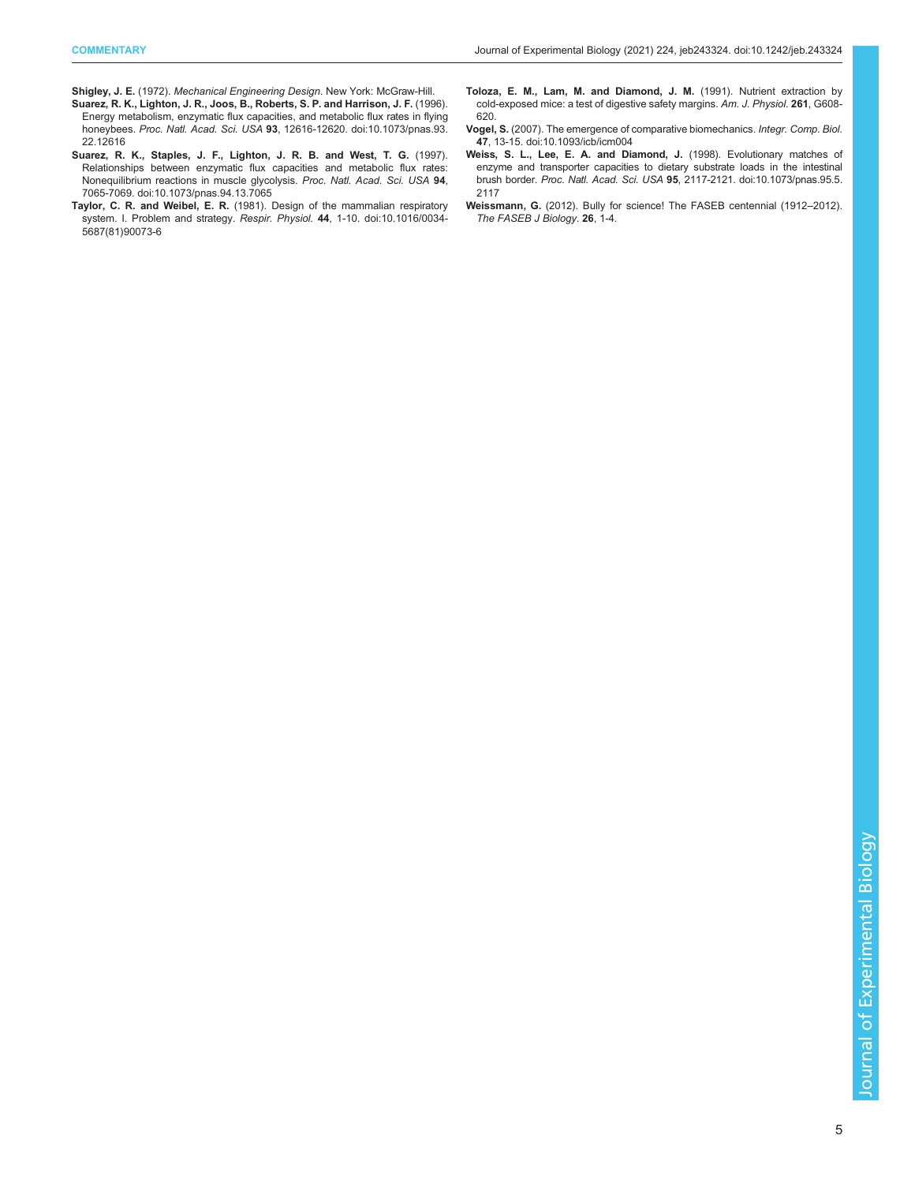**Shigley, J. E.** (1972). *Mechanical Engineering Design*. New York: McGraw-Hill.

**Suarez, R. K., Lighton, J. R., Joos, B., Roberts, S. P. and Harrison, J. F.** (1996). Energy metabolism, enzymatic flux capacities, and metabolic flux rates in flying honeybees. *Proc. Natl. Acad. Sci. USA* **93**, 12616-12620. doi:10.1073/pnas.93.22.12616

**Suarez, R. K., Staples, J. F., Lighton, J. R. B. and West, T. G.** (1997). Relationships between enzymatic flux capacities and metabolic flux rates: Nonequilibrium reactions in muscle glycolysis. *Proc. Natl. Acad. Sci. USA* **94**, 7065-7069. doi:10.1073/pnas.94.13.7065

**Taylor, C. R. and Weibel, E. R.** (1981). Design of the mammalian respiratory system. I. Problem and strategy. *Respir. Physiol.* **44**, 1-10. doi:10.1016/0034-5687(81)90073-6

**Toloza, E. M., Lam, M. and Diamond, J. M.** (1991). Nutrient extraction by cold-exposed mice: a test of digestive safety margins. *Am. J. Physiol.* **261**, G608-620.

**Vogel, S.** (2007). The emergence of comparative biomechanics. *Integr. Comp. Biol.* **47**, 13-15. doi:10.1093/icb/icm004

**Weiss, S. L., Lee, E. A. and Diamond, J.** (1998). Evolutionary matches of enzyme and transporter capacities to dietary substrate loads in the intestinal brush border. *Proc. Natl. Acad. Sci. USA* **95**, 2117-2121. doi:10.1073/pnas.95.5.2117

**Weissmann, G.** (2012). Bully for science! The FASEB centennial (1912–2012). *The FASEB J Biology*. **26**, 1-4.